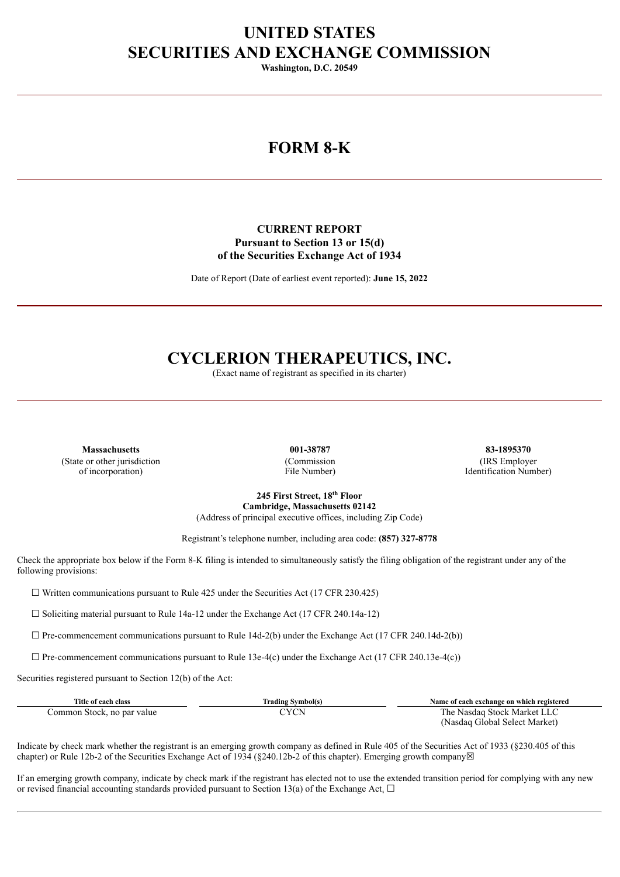# UNITED STATES
# SECURITIES AND EXCHANGE COMMISSION

**Washington, D.C. 20549**

---

# FORM 8-K

---

**CURRENT REPORT**
**Pursuant to Section 13 or 15(d)**
**of the Securities Exchange Act of 1934**

Date of Report (Date of earliest event reported): **June 15, 2022**

---

# CYCLERION THERAPEUTICS, INC.

(Exact name of registrant as specified in its charter)

---

| **Massachusetts** | **001-38787** | **83-1895370** |
|---|---|---|
| (State or other jurisdiction of incorporation) | (Commission File Number) | (IRS Employer Identification Number) |

**245 First Street, 18th Floor**
**Cambridge, Massachusetts 02142**
(Address of principal executive offices, including Zip Code)

Registrant's telephone number, including area code: **(857) 327-8778**

Check the appropriate box below if the Form 8-K filing is intended to simultaneously satisfy the filing obligation of the registrant under any of the following provisions:

☐ Written communications pursuant to Rule 425 under the Securities Act (17 CFR 230.425)

☐ Soliciting material pursuant to Rule 14a-12 under the Exchange Act (17 CFR 240.14a-12)

☐ Pre-commencement communications pursuant to Rule 14d-2(b) under the Exchange Act (17 CFR 240.14d-2(b))

☐ Pre-commencement communications pursuant to Rule 13e-4(c) under the Exchange Act (17 CFR 240.13e-4(c))

Securities registered pursuant to Section 12(b) of the Act:

| Title of each class | Trading Symbol(s) | Name of each exchange on which registered |
|---|---|---|
| Common Stock, no par value | CYCN | The Nasdaq Stock Market LLC (Nasdaq Global Select Market) |

Indicate by check mark whether the registrant is an emerging growth company as defined in Rule 405 of the Securities Act of 1933 (§230.405 of this chapter) or Rule 12b-2 of the Securities Exchange Act of 1934 (§240.12b-2 of this chapter). Emerging growth company☒

If an emerging growth company, indicate by check mark if the registrant has elected not to use the extended transition period for complying with any new or revised financial accounting standards provided pursuant to Section 13(a) of the Exchange Act. ☐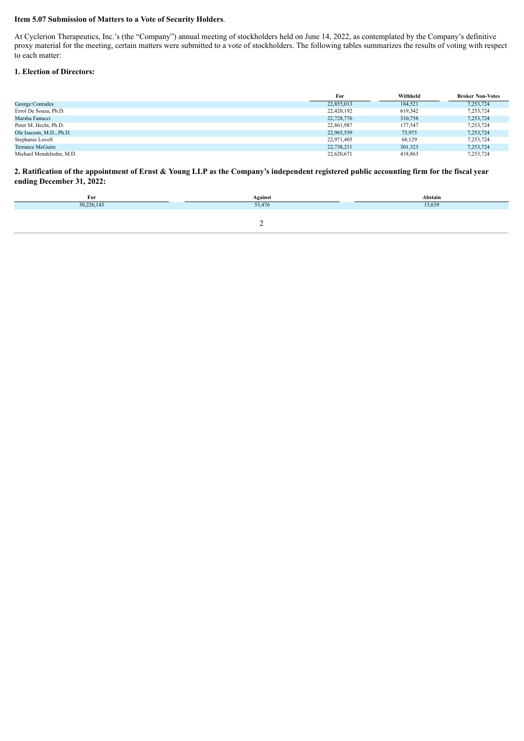**Item 5.07 Submission of Matters to a Vote of Security Holders**.

At Cyclerion Therapeutics, Inc.'s (the "Company") annual meeting of stockholders held on June 14, 2022, as contemplated by the Company's definitive proxy material for the meeting, certain matters were submitted to a vote of stockholders. The following tables summarizes the results of voting with respect to each matter:

**1. Election of Directors:**

| | For | Withheld | Broker Non-Votes |
|---|---|---|---|
| George Conrades | 22,855,013 | 184,521 | 7,253,724 |
| Errol De Souza, Ph.D. | 22,420,192 | 619,342 | 7,253,724 |
| Marsha Fanucci | 22,728,776 | 310,758 | 7,253,724 |
| Peter M. Hecht, Ph.D. | 22,861,987 | 177,547 | 7,253,724 |
| Ole Isacson, M.D., Ph.D. | 22,965,559 | 73,975 | 7,253,724 |
| Stephanie Lovell | 22,971,405 | 68,129 | 7,253,724 |
| Terrance McGuire | 22,738,211 | 301,323 | 7,253,724 |
| Michael Mendelsohn, M.D. | 22,620,671 | 418,863 | 7,253,724 |

**2. Ratification of the appointment of Ernst & Young LLP as the Company's independent registered public accounting firm for the fiscal year ending December 31, 2022:**

| For | Against | Abstain |
|---|---|---|
| 30,226,143 | 53,476 | 13,639 |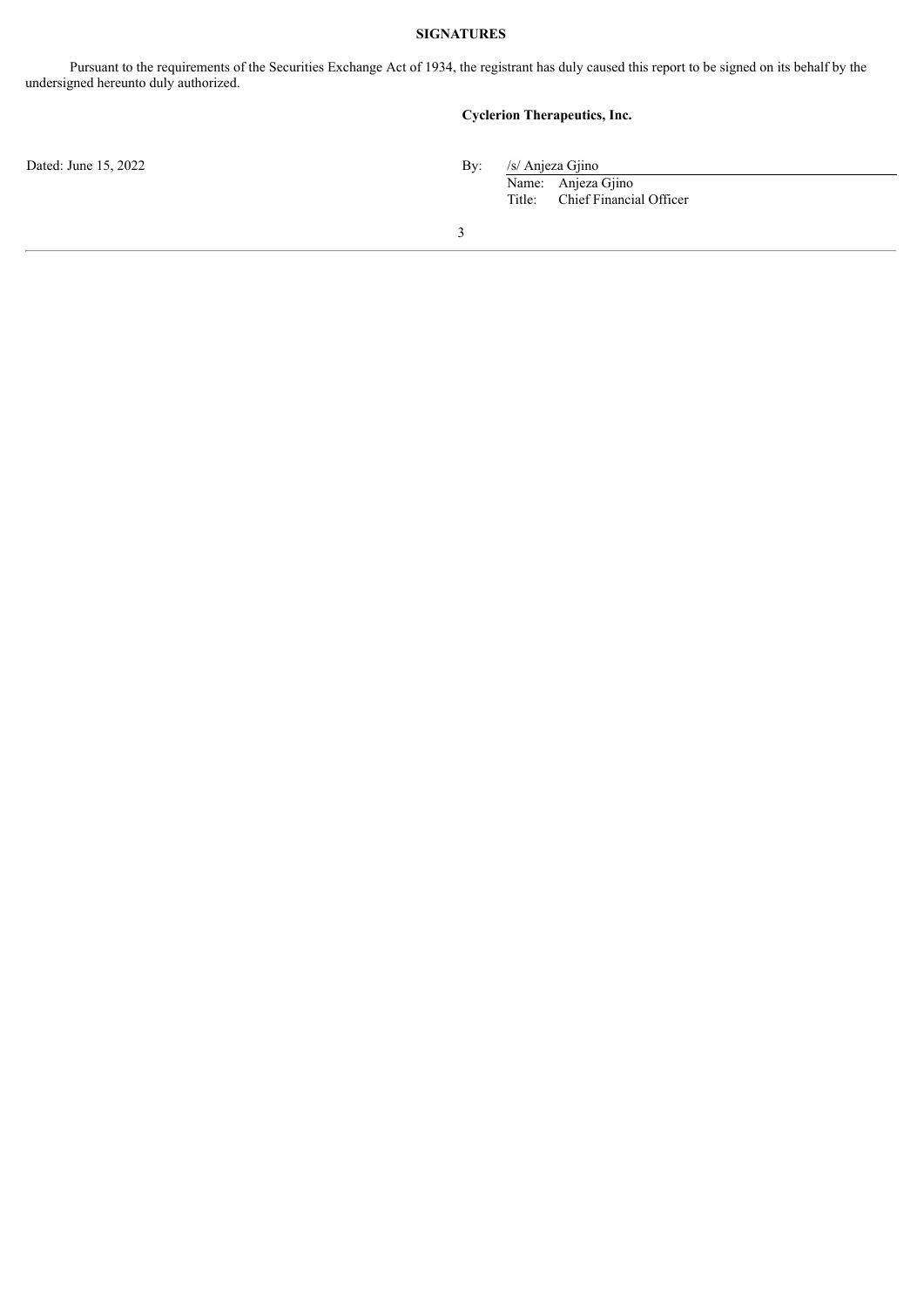**SIGNATURES**

Pursuant to the requirements of the Securities Exchange Act of 1934, the registrant has duly caused this report to be signed on its behalf by the undersigned hereunto duly authorized.

**Cyclerion Therapeutics, Inc.**

Dated: June 15, 2022

By: /s/ Anjeza Gjino
Name: Anjeza Gjino
Title: Chief Financial Officer